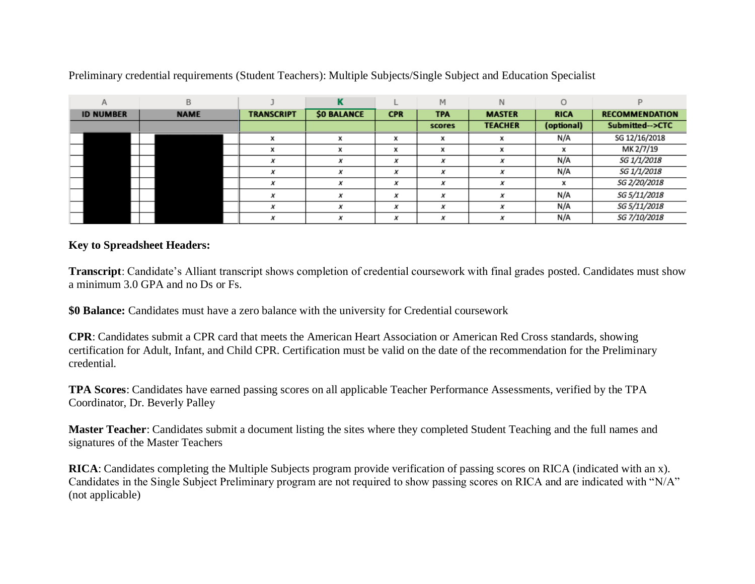Preliminary credential requirements (Student Teachers): Multiple Subjects/Single Subject and Education Specialist

| A | B | J | K | L | M | N | O | P |
|---|---|---|---|---|---|---|---|---|
| ID NUMBER | NAME | TRANSCRIPT | $0 BALANCE | CPR | TPA | MASTER | RICA | RECOMMENDATION |
| | | | | | scores | TEACHER | (optional) | Submitted-->CTC |
| | | x | x | x | x | x | N/A | SG 12/16/2018 |
| | | x | x | x | x | x | x | MK 2/7/19 |
| | | x | x | x | x | x | N/A | SG 1/1/2018 |
| | | x | x | x | x | x | N/A | SG 1/1/2018 |
| | | x | x | x | x | x | x | SG 2/20/2018 |
| | | x | x | x | x | x | N/A | SG 5/11/2018 |
| | | x | x | x | x | x | N/A | SG 5/11/2018 |
| | | x | x | x | x | x | N/A | SG 7/10/2018 |

**Key to Spreadsheet Headers:**

**Transcript**: Candidate's Alliant transcript shows completion of credential coursework with final grades posted. Candidates must show a minimum 3.0 GPA and no Ds or Fs.

**$0 Balance:** Candidates must have a zero balance with the university for Credential coursework

**CPR**: Candidates submit a CPR card that meets the American Heart Association or American Red Cross standards, showing certification for Adult, Infant, and Child CPR. Certification must be valid on the date of the recommendation for the Preliminary credential.

**TPA Scores**: Candidates have earned passing scores on all applicable Teacher Performance Assessments, verified by the TPA Coordinator, Dr. Beverly Palley

**Master Teacher**: Candidates submit a document listing the sites where they completed Student Teaching and the full names and signatures of the Master Teachers

**RICA**: Candidates completing the Multiple Subjects program provide verification of passing scores on RICA (indicated with an x). Candidates in the Single Subject Preliminary program are not required to show passing scores on RICA and are indicated with "N/A" (not applicable)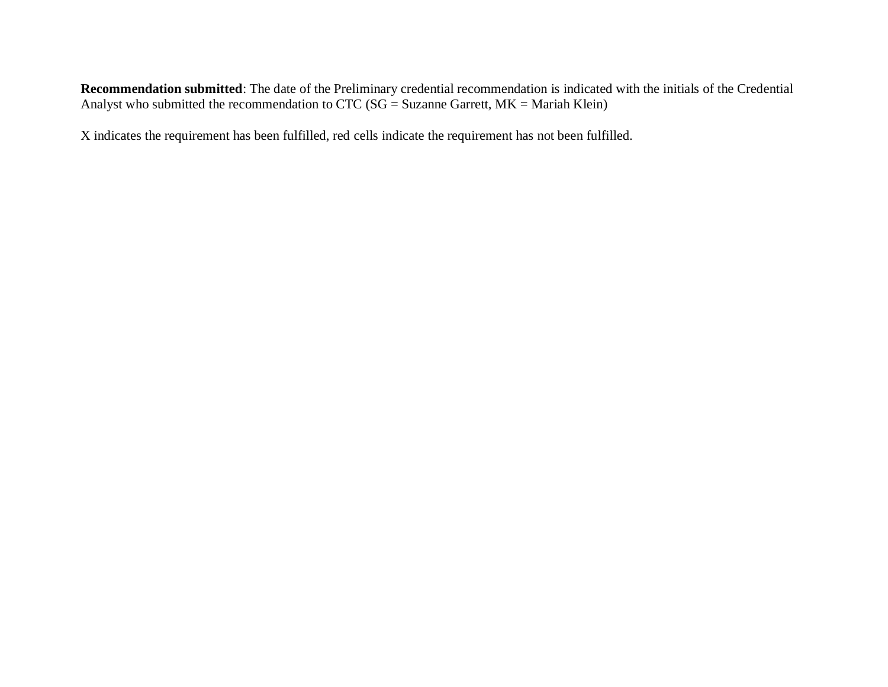**Recommendation submitted**: The date of the Preliminary credential recommendation is indicated with the initials of the Credential Analyst who submitted the recommendation to CTC (SG = Suzanne Garrett, MK = Mariah Klein)

X indicates the requirement has been fulfilled, red cells indicate the requirement has not been fulfilled.